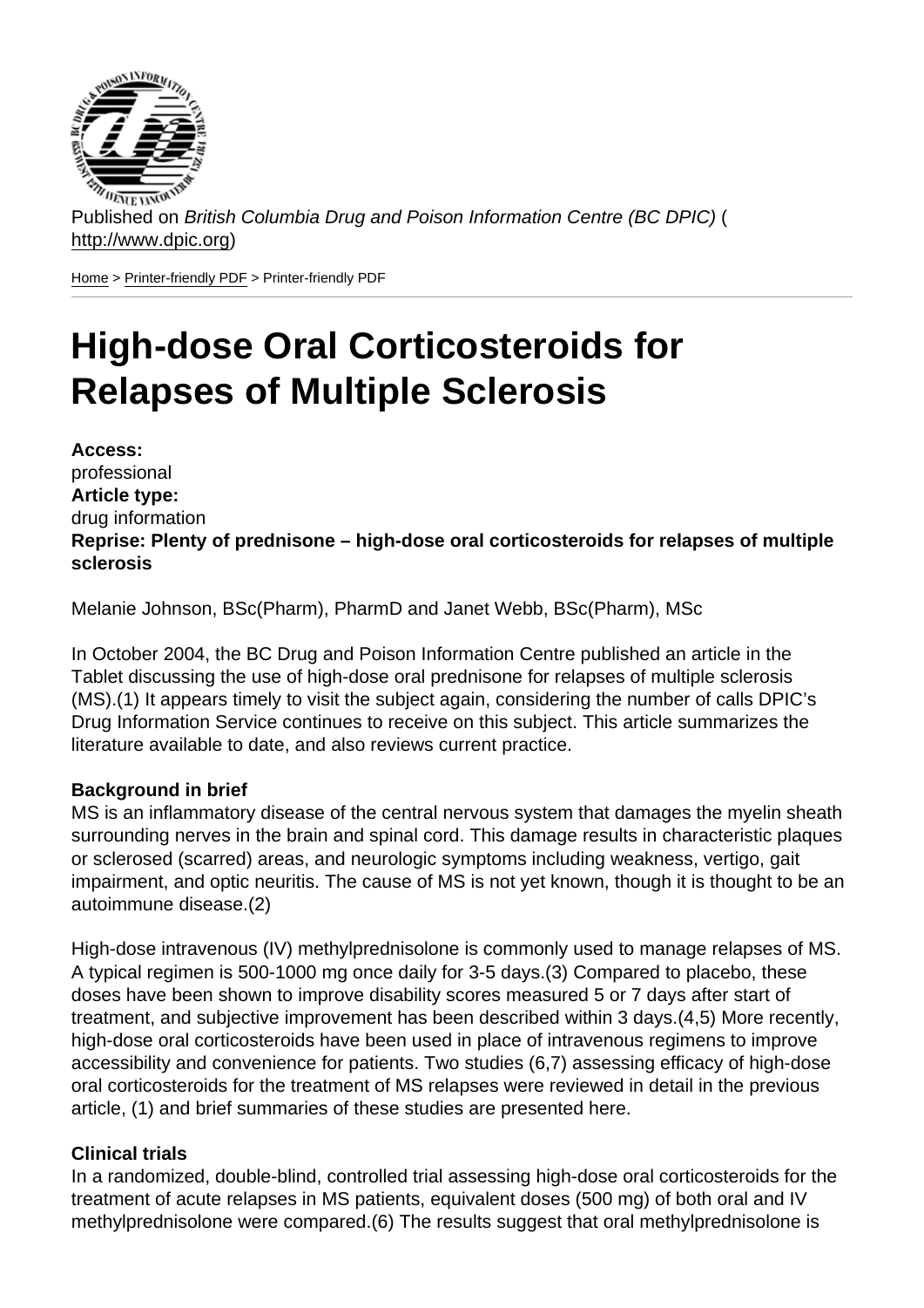Published on *British Columbia Drug and Poison Information Centre (BC DPIC)* (http://www.dpic.org)

Home > Printer-friendly PDF > Printer-friendly PDF

# High-dose Oral Corticosteroids for Relapses of Multiple Sclerosis

**Access:**
professional
**Article type:**
drug information
**Reprise: Plenty of prednisone – high-dose oral corticosteroids for relapses of multiple sclerosis**

Melanie Johnson, BSc(Pharm), PharmD and Janet Webb, BSc(Pharm), MSc

In October 2004, the BC Drug and Poison Information Centre published an article in the Tablet discussing the use of high-dose oral prednisone for relapses of multiple sclerosis (MS).(1) It appears timely to visit the subject again, considering the number of calls DPIC's Drug Information Service continues to receive on this subject. This article summarizes the literature available to date, and also reviews current practice.

**Background in brief**
MS is an inflammatory disease of the central nervous system that damages the myelin sheath surrounding nerves in the brain and spinal cord. This damage results in characteristic plaques or sclerosed (scarred) areas, and neurologic symptoms including weakness, vertigo, gait impairment, and optic neuritis. The cause of MS is not yet known, though it is thought to be an autoimmune disease.(2)

High-dose intravenous (IV) methylprednisolone is commonly used to manage relapses of MS. A typical regimen is 500-1000 mg once daily for 3-5 days.(3) Compared to placebo, these doses have been shown to improve disability scores measured 5 or 7 days after start of treatment, and subjective improvement has been described within 3 days.(4,5) More recently, high-dose oral corticosteroids have been used in place of intravenous regimens to improve accessibility and convenience for patients. Two studies (6,7) assessing efficacy of high-dose oral corticosteroids for the treatment of MS relapses were reviewed in detail in the previous article, (1) and brief summaries of these studies are presented here.

**Clinical trials**
In a randomized, double-blind, controlled trial assessing high-dose oral corticosteroids for the treatment of acute relapses in MS patients, equivalent doses (500 mg) of both oral and IV methylprednisolone were compared.(6) The results suggest that oral methylprednisolone is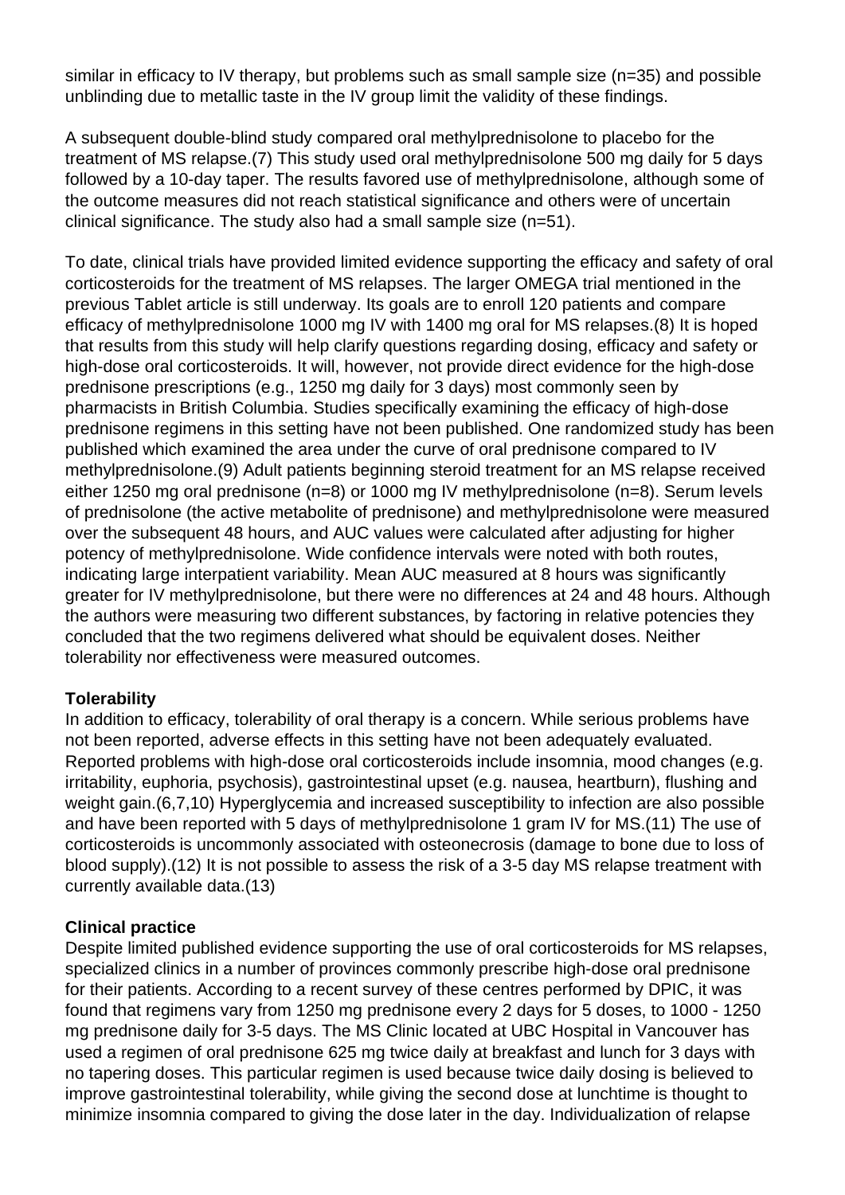similar in efficacy to IV therapy, but problems such as small sample size (n=35) and possible unblinding due to metallic taste in the IV group limit the validity of these findings.

A subsequent double-blind study compared oral methylprednisolone to placebo for the treatment of MS relapse.(7) This study used oral methylprednisolone 500 mg daily for 5 days followed by a 10-day taper. The results favored use of methylprednisolone, although some of the outcome measures did not reach statistical significance and others were of uncertain clinical significance. The study also had a small sample size (n=51).

To date, clinical trials have provided limited evidence supporting the efficacy and safety of oral corticosteroids for the treatment of MS relapses. The larger OMEGA trial mentioned in the previous Tablet article is still underway. Its goals are to enroll 120 patients and compare efficacy of methylprednisolone 1000 mg IV with 1400 mg oral for MS relapses.(8) It is hoped that results from this study will help clarify questions regarding dosing, efficacy and safety or high-dose oral corticosteroids. It will, however, not provide direct evidence for the high-dose prednisone prescriptions (e.g., 1250 mg daily for 3 days) most commonly seen by pharmacists in British Columbia. Studies specifically examining the efficacy of high-dose prednisone regimens in this setting have not been published. One randomized study has been published which examined the area under the curve of oral prednisone compared to IV methylprednisolone.(9) Adult patients beginning steroid treatment for an MS relapse received either 1250 mg oral prednisone (n=8) or 1000 mg IV methylprednisolone (n=8). Serum levels of prednisolone (the active metabolite of prednisone) and methylprednisolone were measured over the subsequent 48 hours, and AUC values were calculated after adjusting for higher potency of methylprednisolone. Wide confidence intervals were noted with both routes, indicating large interpatient variability. Mean AUC measured at 8 hours was significantly greater for IV methylprednisolone, but there were no differences at 24 and 48 hours. Although the authors were measuring two different substances, by factoring in relative potencies they concluded that the two regimens delivered what should be equivalent doses. Neither tolerability nor effectiveness were measured outcomes.

**Tolerability**

In addition to efficacy, tolerability of oral therapy is a concern. While serious problems have not been reported, adverse effects in this setting have not been adequately evaluated. Reported problems with high-dose oral corticosteroids include insomnia, mood changes (e.g. irritability, euphoria, psychosis), gastrointestinal upset (e.g. nausea, heartburn), flushing and weight gain.(6,7,10) Hyperglycemia and increased susceptibility to infection are also possible and have been reported with 5 days of methylprednisolone 1 gram IV for MS.(11) The use of corticosteroids is uncommonly associated with osteonecrosis (damage to bone due to loss of blood supply).(12) It is not possible to assess the risk of a 3-5 day MS relapse treatment with currently available data.(13)

**Clinical practice**

Despite limited published evidence supporting the use of oral corticosteroids for MS relapses, specialized clinics in a number of provinces commonly prescribe high-dose oral prednisone for their patients. According to a recent survey of these centres performed by DPIC, it was found that regimens vary from 1250 mg prednisone every 2 days for 5 doses, to 1000 - 1250 mg prednisone daily for 3-5 days. The MS Clinic located at UBC Hospital in Vancouver has used a regimen of oral prednisone 625 mg twice daily at breakfast and lunch for 3 days with no tapering doses. This particular regimen is used because twice daily dosing is believed to improve gastrointestinal tolerability, while giving the second dose at lunchtime is thought to minimize insomnia compared to giving the dose later in the day. Individualization of relapse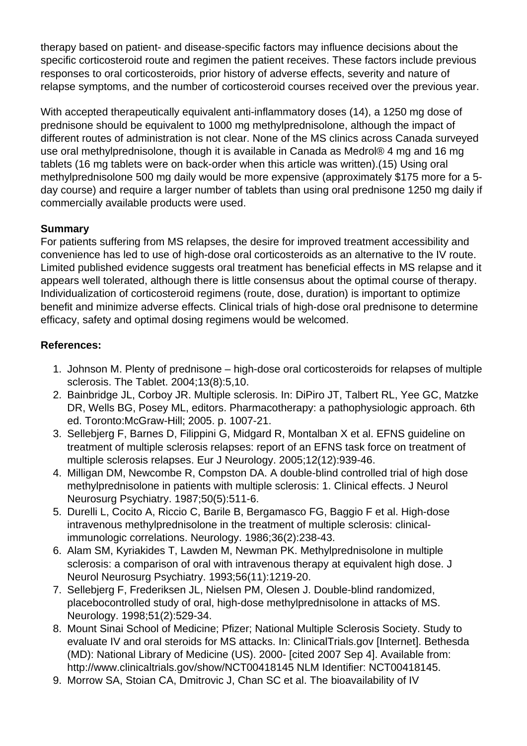therapy based on patient- and disease-specific factors may influence decisions about the specific corticosteroid route and regimen the patient receives. These factors include previous responses to oral corticosteroids, prior history of adverse effects, severity and nature of relapse symptoms, and the number of corticosteroid courses received over the previous year.

With accepted therapeutically equivalent anti-inflammatory doses (14), a 1250 mg dose of prednisone should be equivalent to 1000 mg methylprednisolone, although the impact of different routes of administration is not clear. None of the MS clinics across Canada surveyed use oral methylprednisolone, though it is available in Canada as Medrol® 4 mg and 16 mg tablets (16 mg tablets were on back-order when this article was written).(15) Using oral methylprednisolone 500 mg daily would be more expensive (approximately $175 more for a 5-day course) and require a larger number of tablets than using oral prednisone 1250 mg daily if commercially available products were used.

**Summary**

For patients suffering from MS relapses, the desire for improved treatment accessibility and convenience has led to use of high-dose oral corticosteroids as an alternative to the IV route. Limited published evidence suggests oral treatment has beneficial effects in MS relapse and it appears well tolerated, although there is little consensus about the optimal course of therapy. Individualization of corticosteroid regimens (route, dose, duration) is important to optimize benefit and minimize adverse effects. Clinical trials of high-dose oral prednisone to determine efficacy, safety and optimal dosing regimens would be welcomed.

**References:**

1. Johnson M. Plenty of prednisone – high-dose oral corticosteroids for relapses of multiple sclerosis. The Tablet. 2004;13(8):5,10.
2. Bainbridge JL, Corboy JR. Multiple sclerosis. In: DiPiro JT, Talbert RL, Yee GC, Matzke DR, Wells BG, Posey ML, editors. Pharmacotherapy: a pathophysiologic approach. 6th ed. Toronto:McGraw-Hill; 2005. p. 1007-21.
3. Sellebjerg F, Barnes D, Filippini G, Midgard R, Montalban X et al. EFNS guideline on treatment of multiple sclerosis relapses: report of an EFNS task force on treatment of multiple sclerosis relapses. Eur J Neurology. 2005;12(12):939-46.
4. Milligan DM, Newcombe R, Compston DA. A double-blind controlled trial of high dose methylprednisolone in patients with multiple sclerosis: 1. Clinical effects. J Neurol Neurosurg Psychiatry. 1987;50(5):511-6.
5. Durelli L, Cocito A, Riccio C, Barile B, Bergamasco FG, Baggio F et al. High-dose intravenous methylprednisolone in the treatment of multiple sclerosis: clinical-immunologic correlations. Neurology. 1986;36(2):238-43.
6. Alam SM, Kyriakides T, Lawden M, Newman PK. Methylprednisolone in multiple sclerosis: a comparison of oral with intravenous therapy at equivalent high dose. J Neurol Neurosurg Psychiatry. 1993;56(11):1219-20.
7. Sellebjerg F, Frederiksen JL, Nielsen PM, Olesen J. Double-blind randomized, placebocontrolled study of oral, high-dose methylprednisolone in attacks of MS. Neurology. 1998;51(2):529-34.
8. Mount Sinai School of Medicine; Pfizer; National Multiple Sclerosis Society. Study to evaluate IV and oral steroids for MS attacks. In: ClinicalTrials.gov [Internet]. Bethesda (MD): National Library of Medicine (US). 2000- [cited 2007 Sep 4]. Available from: http://www.clinicaltrials.gov/show/NCT00418145 NLM Identifier: NCT00418145.
9. Morrow SA, Stoian CA, Dmitrovic J, Chan SC et al. The bioavailability of IV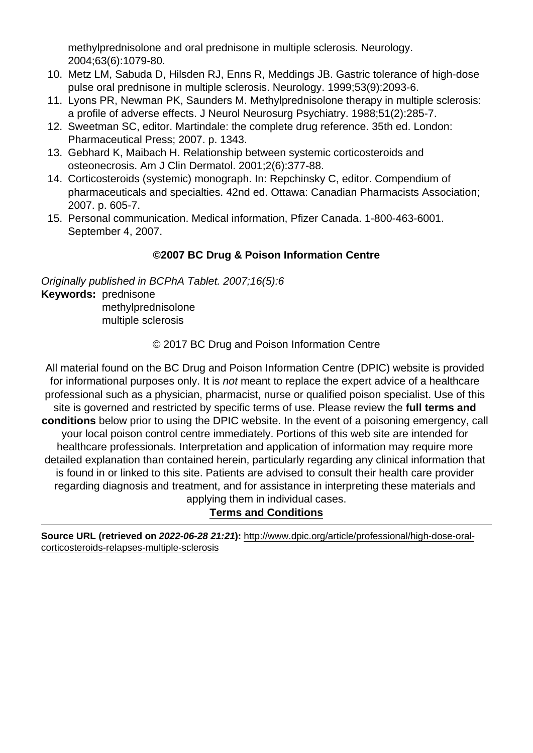methylprednisolone and oral prednisone in multiple sclerosis. Neurology. 2004;63(6):1079-80.

10. Metz LM, Sabuda D, Hilsden RJ, Enns R, Meddings JB. Gastric tolerance of high-dose pulse oral prednisone in multiple sclerosis. Neurology. 1999;53(9):2093-6.
11. Lyons PR, Newman PK, Saunders M. Methylprednisolone therapy in multiple sclerosis: a profile of adverse effects. J Neurol Neurosurg Psychiatry. 1988;51(2):285-7.
12. Sweetman SC, editor. Martindale: the complete drug reference. 35th ed. London: Pharmaceutical Press; 2007. p. 1343.
13. Gebhard K, Maibach H. Relationship between systemic corticosteroids and osteonecrosis. Am J Clin Dermatol. 2001;2(6):377-88.
14. Corticosteroids (systemic) monograph. In: Repchinsky C, editor. Compendium of pharmaceuticals and specialties. 42nd ed. Ottawa: Canadian Pharmacists Association; 2007. p. 605-7.
15. Personal communication. Medical information, Pfizer Canada. 1-800-463-6001. September 4, 2007.

**©2007 BC Drug & Poison Information Centre**

*Originally published in BCPhA Tablet. 2007;16(5):6*

**Keywords:** prednisone
methylprednisolone
multiple sclerosis

© 2017 BC Drug and Poison Information Centre

All material found on the BC Drug and Poison Information Centre (DPIC) website is provided for informational purposes only. It is *not* meant to replace the expert advice of a healthcare professional such as a physician, pharmacist, nurse or qualified poison specialist. Use of this site is governed and restricted by specific terms of use. Please review the **full terms and conditions** below prior to using the DPIC website. In the event of a poisoning emergency, call your local poison control centre immediately. Portions of this web site are intended for healthcare professionals. Interpretation and application of information may require more detailed explanation than contained herein, particularly regarding any clinical information that is found in or linked to this site. Patients are advised to consult their health care provider regarding diagnosis and treatment, and for assistance in interpreting these materials and applying them in individual cases.

**Terms and Conditions**

---

**Source URL (retrieved on *2022-06-28 21:21*):** http://www.dpic.org/article/professional/high-dose-oral-corticosteroids-relapses-multiple-sclerosis